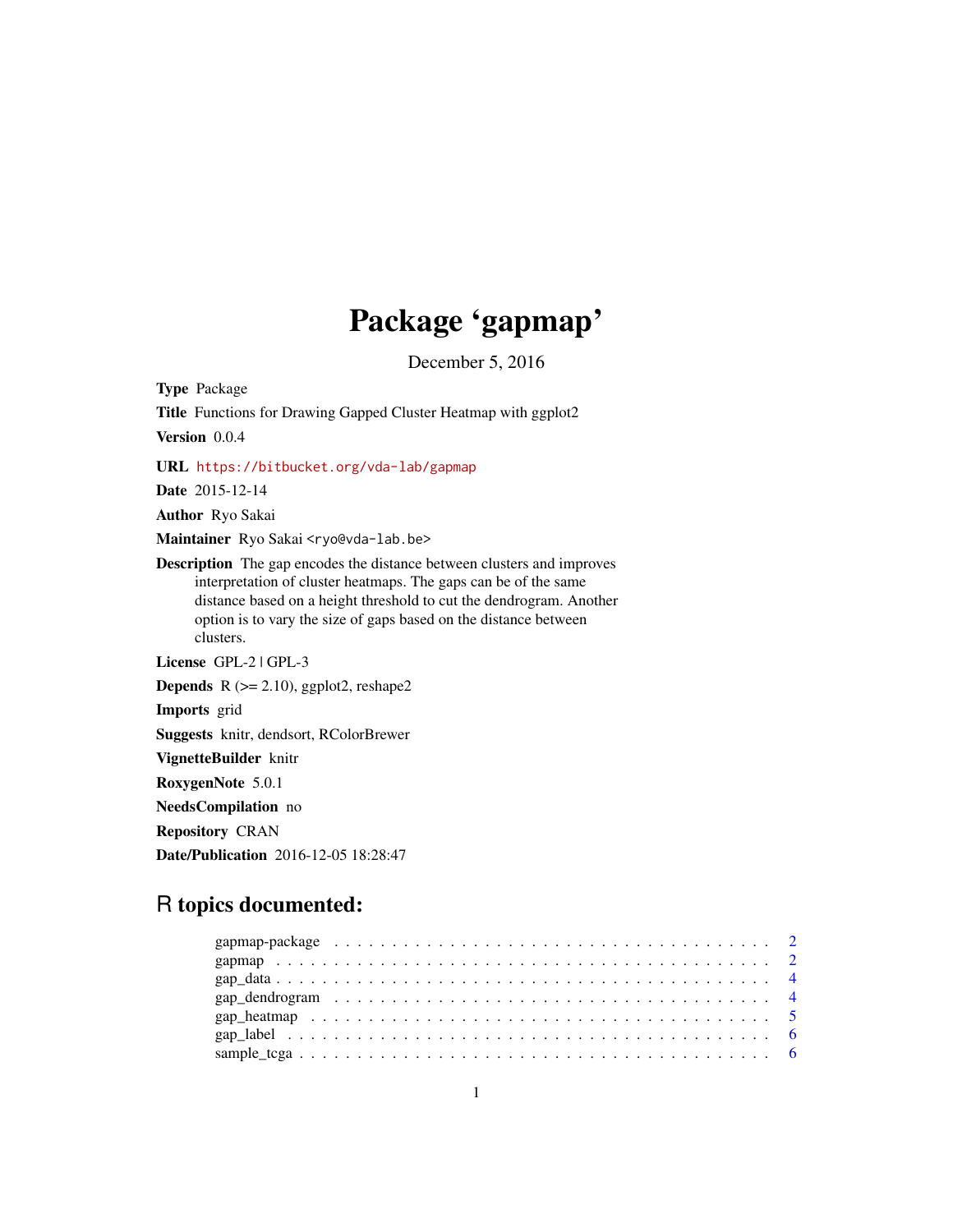# Package 'gapmap'

December 5, 2016

**Type** Package

**Title** Functions for Drawing Gapped Cluster Heatmap with ggplot2

**Version** 0.0.4

**URL** https://bitbucket.org/vda-lab/gapmap

**Date** 2015-12-14

**Author** Ryo Sakai

**Maintainer** Ryo Sakai <ryo@vda-lab.be>

**Description** The gap encodes the distance between clusters and improves interpretation of cluster heatmaps. The gaps can be of the same distance based on a height threshold to cut the dendrogram. Another option is to vary the size of gaps based on the distance between clusters.

**License** GPL-2 | GPL-3

**Depends** R (>= 2.10), ggplot2, reshape2

**Imports** grid

**Suggests** knitr, dendsort, RColorBrewer

**VignetteBuilder** knitr

**RoxygenNote** 5.0.1

**NeedsCompilation** no

**Repository** CRAN

**Date/Publication** 2016-12-05 18:28:47

## R topics documented:

| | |
|---|---|
| gapmap-package | 2 |
| gapmap | 2 |
| gap_data | 4 |
| gap_dendrogram | 4 |
| gap_heatmap | 5 |
| gap_label | 6 |
| sample_tcga | 6 |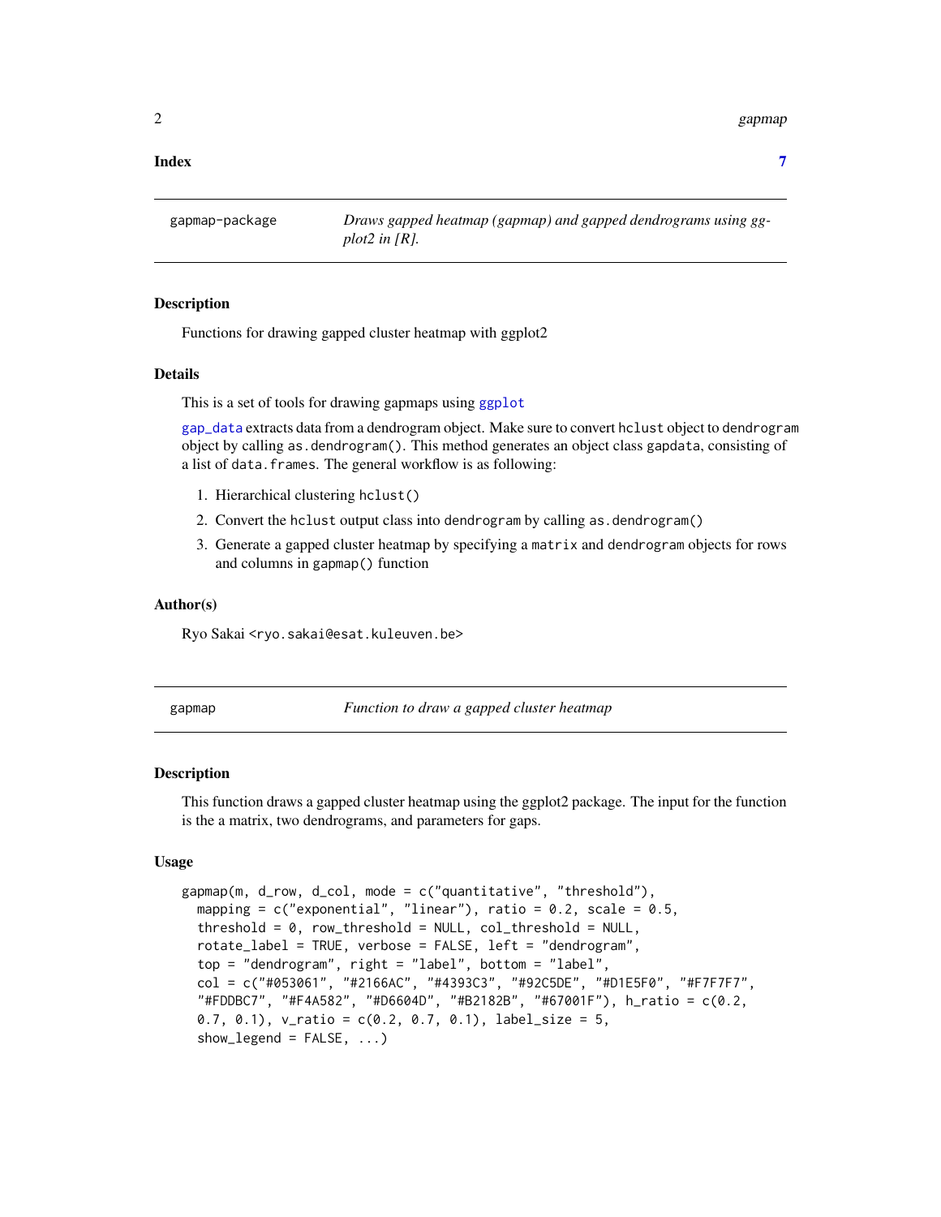**Index** **7**

---

`gapmap-package` *Draws gapped heatmap (gapmap) and gapped dendrograms using ggplot2 in [R].*

---

## Description

Functions for drawing gapped cluster heatmap with ggplot2

## Details

This is a set of tools for drawing gapmaps using `ggplot`

`gap_data` extracts data from a dendrogram object. Make sure to convert `hclust` object to `dendrogram` object by calling `as.dendrogram()`. This method generates an object class `gapdata`, consisting of a list of `data.frames`. The general workflow is as following:

1. Hierarchical clustering `hclust()`
2. Convert the `hclust` output class into `dendrogram` by calling `as.dendrogram()`
3. Generate a gapped cluster heatmap by specifying a `matrix` and `dendrogram` objects for rows and columns in `gapmap()` function

## Author(s)

Ryo Sakai <ryo.sakai@esat.kuleuven.be>

---

`gapmap` *Function to draw a gapped cluster heatmap*

---

## Description

This function draws a gapped cluster heatmap using the ggplot2 package. The input for the function is the a matrix, two dendrograms, and parameters for gaps.

## Usage

```
gapmap(m, d_row, d_col, mode = c("quantitative", "threshold"),
  mapping = c("exponential", "linear"), ratio = 0.2, scale = 0.5,
  threshold = 0, row_threshold = NULL, col_threshold = NULL,
  rotate_label = TRUE, verbose = FALSE, left = "dendrogram",
  top = "dendrogram", right = "label", bottom = "label",
  col = c("#053061", "#2166AC", "#4393C3", "#92C5DE", "#D1E5F0", "#F7F7F7",
  "#FDDBC7", "#F4A582", "#D6604D", "#B2182B", "#67001F"), h_ratio = c(0.2,
  0.7, 0.1), v_ratio = c(0.2, 0.7, 0.1), label_size = 5,
  show_legend = FALSE, ...)
```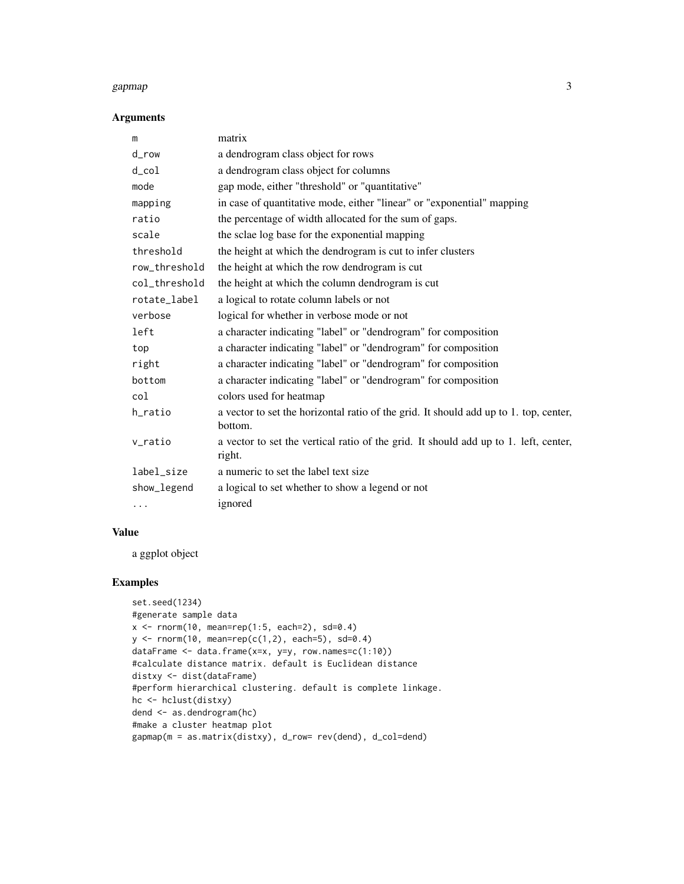## Arguments

| | |
|---|---|
| m | matrix |
| d_row | a dendrogram class object for rows |
| d_col | a dendrogram class object for columns |
| mode | gap mode, either "threshold" or "quantitative" |
| mapping | in case of quantitative mode, either "linear" or "exponential" mapping |
| ratio | the percentage of width allocated for the sum of gaps. |
| scale | the sclae log base for the exponential mapping |
| threshold | the height at which the dendrogram is cut to infer clusters |
| row_threshold | the height at which the row dendrogram is cut |
| col_threshold | the height at which the column dendrogram is cut |
| rotate_label | a logical to rotate column labels or not |
| verbose | logical for whether in verbose mode or not |
| left | a character indicating "label" or "dendrogram" for composition |
| top | a character indicating "label" or "dendrogram" for composition |
| right | a character indicating "label" or "dendrogram" for composition |
| bottom | a character indicating "label" or "dendrogram" for composition |
| col | colors used for heatmap |
| h_ratio | a vector to set the horizontal ratio of the grid. It should add up to 1. top, center, bottom. |
| v_ratio | a vector to set the vertical ratio of the grid. It should add up to 1. left, center, right. |
| label_size | a numeric to set the label text size |
| show_legend | a logical to set whether to show a legend or not |
| ... | ignored |

## Value

a ggplot object

## Examples

```
set.seed(1234)
#generate sample data
x <- rnorm(10, mean=rep(1:5, each=2), sd=0.4)
y <- rnorm(10, mean=rep(c(1,2), each=5), sd=0.4)
dataFrame <- data.frame(x=x, y=y, row.names=c(1:10))
#calculate distance matrix. default is Euclidean distance
distxy <- dist(dataFrame)
#perform hierarchical clustering. default is complete linkage.
hc <- hclust(distxy)
dend <- as.dendrogram(hc)
#make a cluster heatmap plot
gapmap(m = as.matrix(distxy), d_row= rev(dend), d_col=dend)
```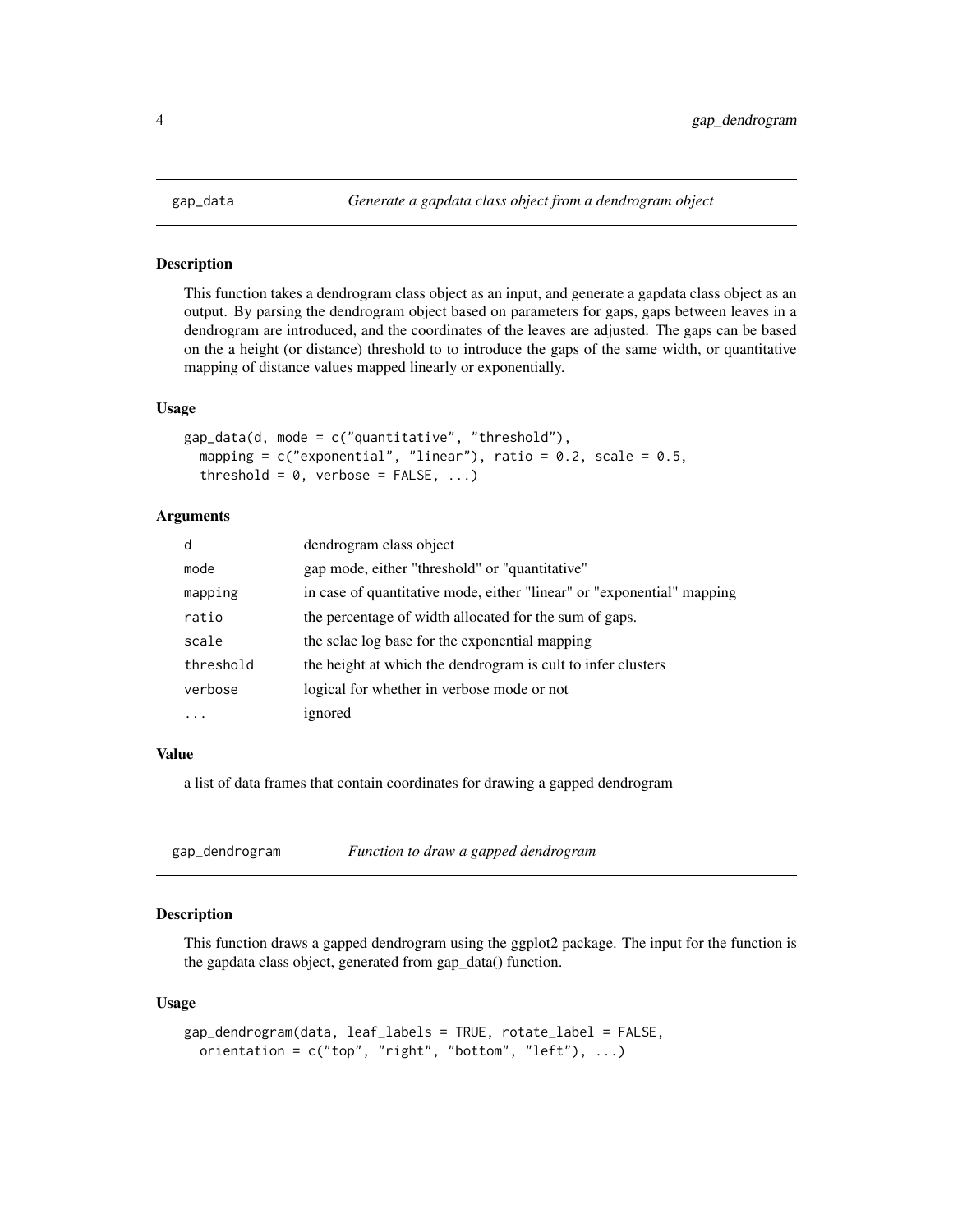## gap_data — *Generate a gapdata class object from a dendrogram object*

### Description

This function takes a dendrogram class object as an input, and generate a gapdata class object as an output. By parsing the dendrogram object based on parameters for gaps, gaps between leaves in a dendrogram are introduced, and the coordinates of the leaves are adjusted. The gaps can be based on the a height (or distance) threshold to to introduce the gaps of the same width, or quantitative mapping of distance values mapped linearly or exponentially.

### Usage

```
gap_data(d, mode = c("quantitative", "threshold"),
  mapping = c("exponential", "linear"), ratio = 0.2, scale = 0.5,
  threshold = 0, verbose = FALSE, ...)
```

### Arguments

| | |
|---|---|
| d | dendrogram class object |
| mode | gap mode, either "threshold" or "quantitative" |
| mapping | in case of quantitative mode, either "linear" or "exponential" mapping |
| ratio | the percentage of width allocated for the sum of gaps. |
| scale | the sclae log base for the exponential mapping |
| threshold | the height at which the dendrogram is cult to infer clusters |
| verbose | logical for whether in verbose mode or not |
| ... | ignored |

### Value

a list of data frames that contain coordinates for drawing a gapped dendrogram

## gap_dendrogram — *Function to draw a gapped dendrogram*

### Description

This function draws a gapped dendrogram using the ggplot2 package. The input for the function is the gapdata class object, generated from gap_data() function.

### Usage

```
gap_dendrogram(data, leaf_labels = TRUE, rotate_label = FALSE,
  orientation = c("top", "right", "bottom", "left"), ...)
```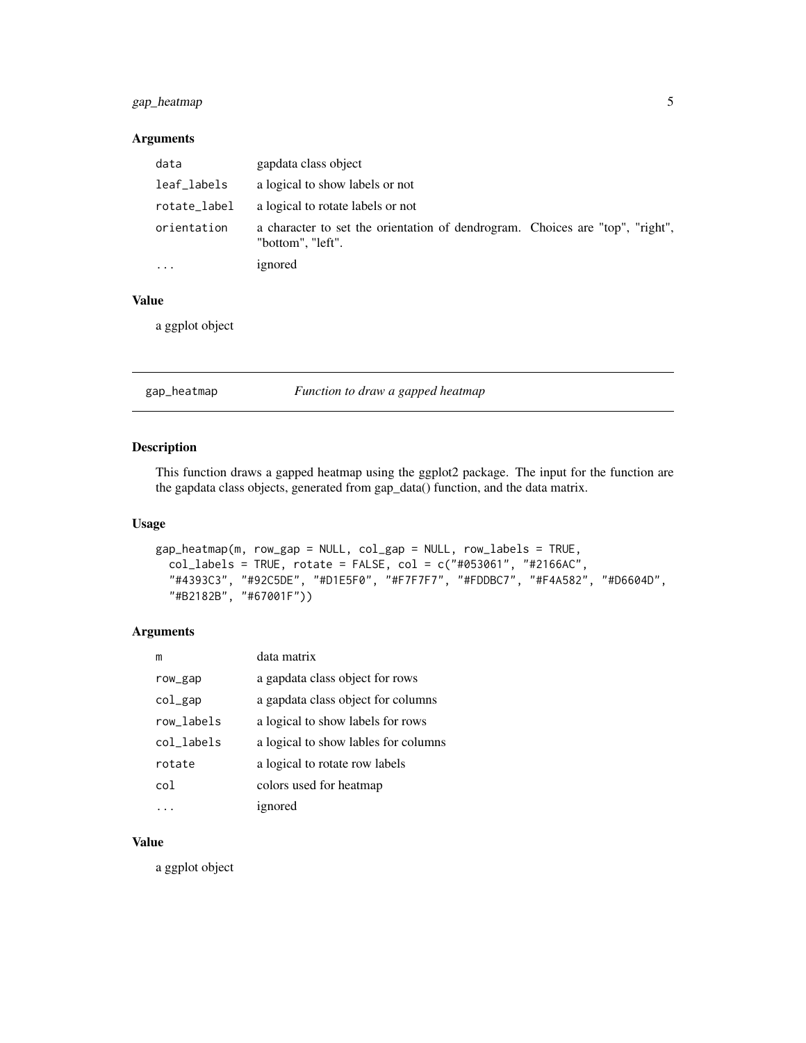### Arguments

| | |
|---|---|
| `data` | gapdata class object |
| `leaf_labels` | a logical to show labels or not |
| `rotate_label` | a logical to rotate labels or not |
| `orientation` | a character to set the orientation of dendrogram. Choices are "top", "right", "bottom", "left". |
| `...` | ignored |

### Value

a ggplot object

---

## gap_heatmap — *Function to draw a gapped heatmap*

### Description

This function draws a gapped heatmap using the ggplot2 package. The input for the function are the gapdata class objects, generated from gap_data() function, and the data matrix.

### Usage

```
gap_heatmap(m, row_gap = NULL, col_gap = NULL, row_labels = TRUE,
  col_labels = TRUE, rotate = FALSE, col = c("#053061", "#2166AC",
  "#4393C3", "#92C5DE", "#D1E5F0", "#F7F7F7", "#FDDBC7", "#F4A582", "#D6604D",
  "#B2182B", "#67001F"))
```

### Arguments

| | |
|---|---|
| `m` | data matrix |
| `row_gap` | a gapdata class object for rows |
| `col_gap` | a gapdata class object for columns |
| `row_labels` | a logical to show labels for rows |
| `col_labels` | a logical to show lables for columns |
| `rotate` | a logical to rotate row labels |
| `col` | colors used for heatmap |
| `...` | ignored |

### Value

a ggplot object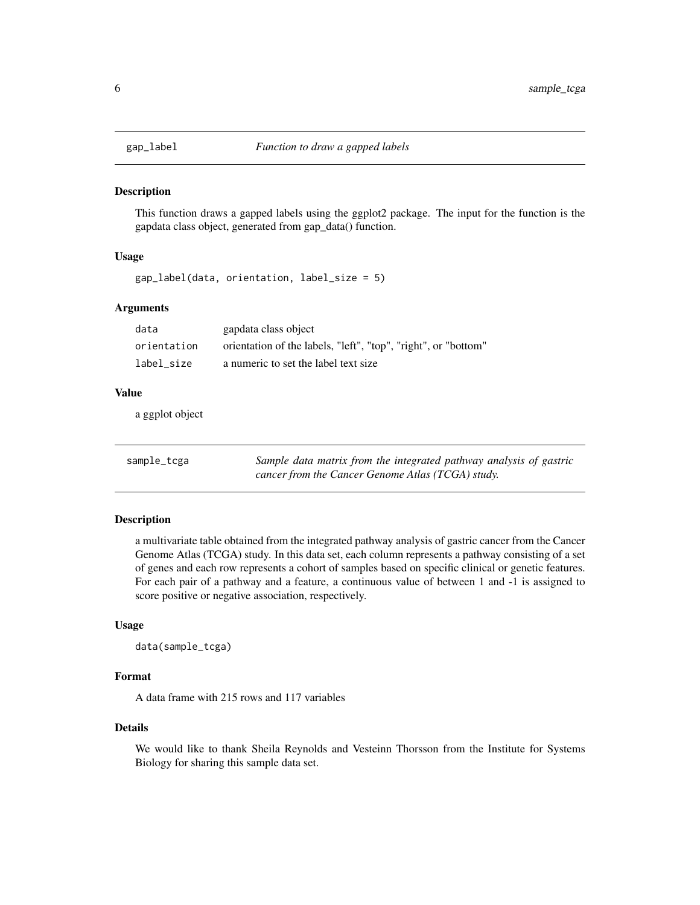## gap_label *Function to draw a gapped labels*

### Description

This function draws a gapped labels using the ggplot2 package. The input for the function is the gapdata class object, generated from gap_data() function.

### Usage

```
gap_label(data, orientation, label_size = 5)
```

### Arguments

| | |
|---|---|
| data | gapdata class object |
| orientation | orientation of the labels, "left", "top", "right", or "bottom" |
| label_size | a numeric to set the label text size |

### Value

a ggplot object

## sample_tcga *Sample data matrix from the integrated pathway analysis of gastric cancer from the Cancer Genome Atlas (TCGA) study.*

### Description

a multivariate table obtained from the integrated pathway analysis of gastric cancer from the Cancer Genome Atlas (TCGA) study. In this data set, each column represents a pathway consisting of a set of genes and each row represents a cohort of samples based on specific clinical or genetic features. For each pair of a pathway and a feature, a continuous value of between 1 and -1 is assigned to score positive or negative association, respectively.

### Usage

```
data(sample_tcga)
```

### Format

A data frame with 215 rows and 117 variables

### Details

We would like to thank Sheila Reynolds and Vesteinn Thorsson from the Institute for Systems Biology for sharing this sample data set.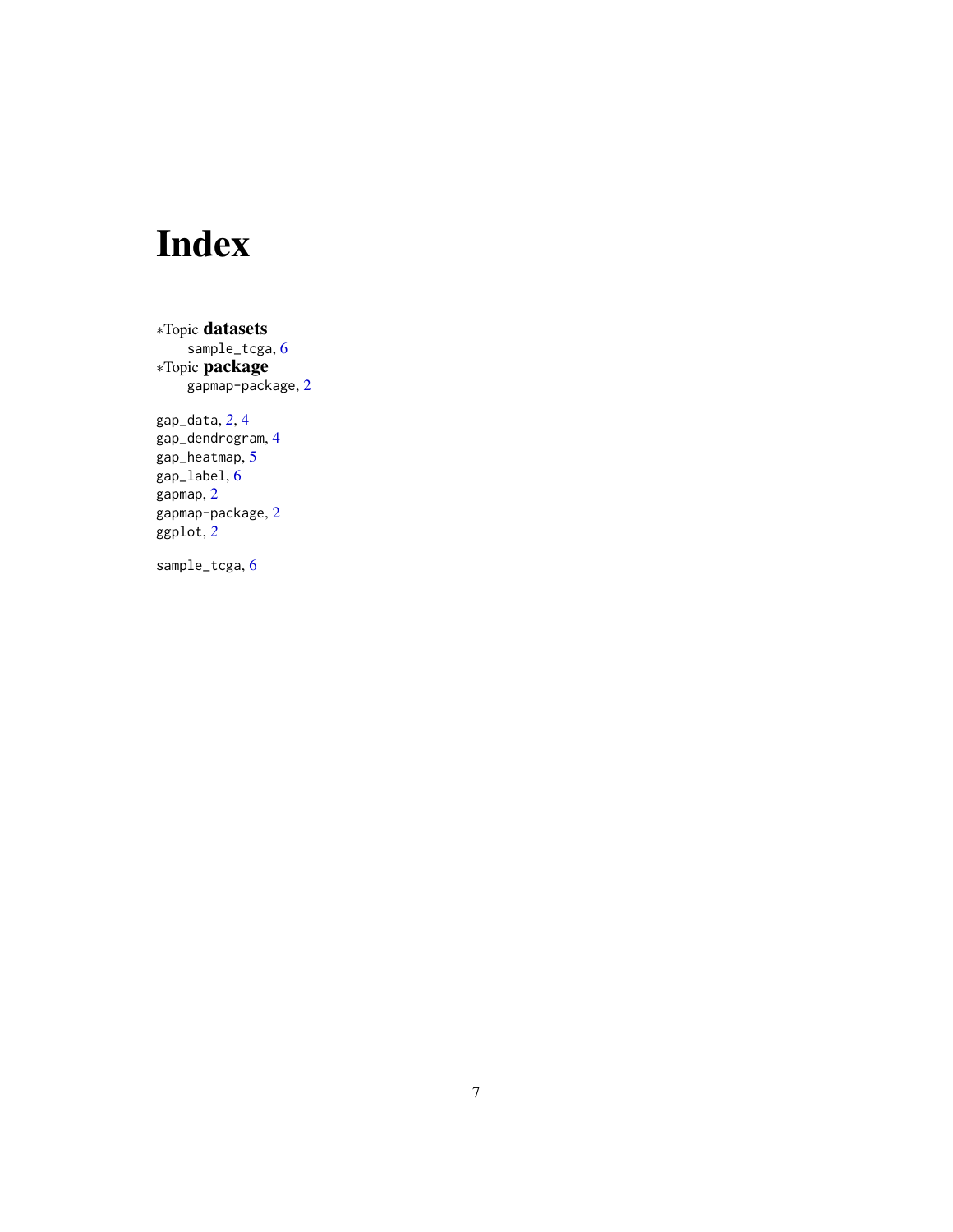# Index

*Topic **datasets**
  sample_tcga, 6
*Topic **package**
  gapmap-package, 2

gap_data, *2*, 4
gap_dendrogram, 4
gap_heatmap, 5
gap_label, 6
gapmap, 2
gapmap-package, 2
ggplot, *2*

sample_tcga, 6